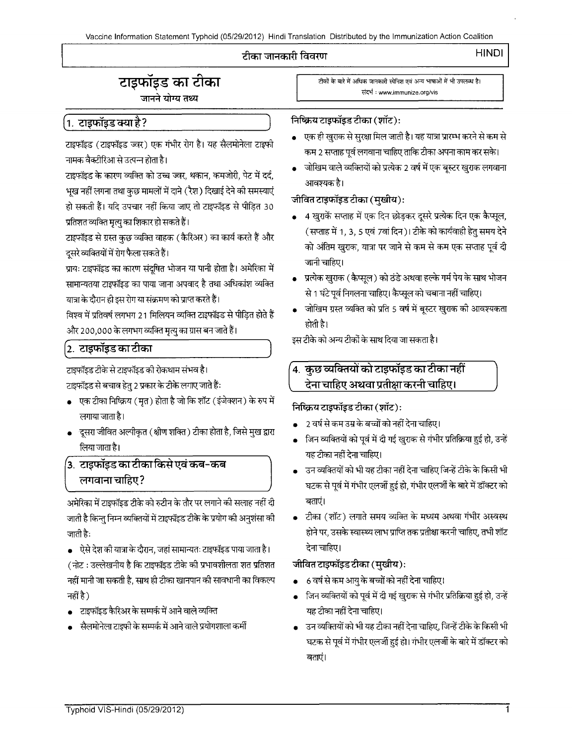टीका जानकारी विवरण HINDI

# टाइफॉइड का टीका

जानने योग्य तथ्य

टीकों के बारे में अधिक जानकारी स्पेनिश एवं अन्य भाषाओं में भी उपलब्ध है। संदर्भ : www.immunize.org/vis

## 1. टाइफॉइड क्या है?

टाइफॉइड (टाइफॉइड ज्वर) एक गंभीर रोग है। यह सैलमोनेला टाइफी नामक वैक्टीरिआ से उत्पन्न होता है।

टाइफॉइड के कारण व्यक्ति को उच्च ज्वर, थकान, कमजोरी, पेट में दर्द, भूख नहीं लगना तथा कुछ मामलों में दाने (रैश) दिखाई देने की समस्याएं हो सकती हैं। यदि उपचार नहीं किया जाए तो टाइफॉइड से पीड़ित 30 प्रतिशत व्यक्ति मृत्यु का शिकार हो सकते हैं।

टाइफॉइड से ग्रस्त कुछ व्यक्ति वाहक (कैरिअर) का कार्य करते हैं और दूसरे व्यक्तियों में रोग फैला सकते हैं।

प्रायः टाइफॉइड का कारण संदूषित भोजन या पानी होता है। अमेरिका में सामान्यतया टाइफॉइड का पाया जाना अपवाद है तथा अधिकांश व्यक्ति यात्रा के दौरान ही इस रोग या संक्रमण को प्राप्त करते हैं।

विश्व में प्रतिवर्ष लगभग 21 मिलियन व्यक्ति टाइफॉइड से पीड़ित होते हैं और 200,000 के लगभग व्यक्ति मृत्यु का ग्रास बन जाते हैं।

## 2. टाइफॉइड का टीका

टाइफॉइड टीके से टाइफॉइड की रोकथाम संभव है।

टाइफॉइड से बचाव हेतु 2 प्रकार के टीके लगाए जाते हैं:

- एक टीका निष्क्रिय (मृत) होता है जो कि शॉट (इंजेक्शन) के रुप में लगाया जाता है।
- दूसरा जीवित अल्पीकृत (क्षीण शक्ति) टीका होता है, जिसे मुख द्वारा लिया जाता है।

## 3. टाइफॉइड का टीका किसे एवं कब-कब लगवाना चाहिए?

अमेरिका में टाइफॉइड टीके को रुटीन के तौर पर लगाने की सलाह नहीं दी जाती है किन्तु निम्न व्यक्तियों में टाइफॉइड टीके के प्रयोग की अनुशंसा की जाती है:

- ऐसे देश की यात्रा के दौरान, जहां सामान्यतः टाइफॉइड पाया जाता है।

(नोट : उल्लेखनीय है कि टाइफॉइड टीके की प्रभावशीलता शत प्रतिशत नहीं मानी जा सकती है, साथ ही टीका खानपान की सावधानी का विकल्प नहीं है)

- टाइफॉइड कैरिअर के सम्पर्क में आने वाले व्यक्ति
- सैलमोनेला टाइफी के सम्पर्क में आने वाले प्रयोगशाला कर्मी

### निष्क्रिय टाइफॉइड टीका (शॉट):

- एक ही खुराक से सुरक्षा मिल जाती है। यह यात्रा प्रारम्भ करने से कम से कम 2 सप्ताह पूर्व लगवाना चाहिए ताकि टीका अपना काम कर सके।
- जोखिम वाले व्यक्तियों को प्रत्येक 2 वर्ष में एक बूस्टर खुराक लगवाना आवश्यक है।

### जीवित टाइफॉइड टीका (मुखीय):

- 4 खुराकें सप्ताह में एक दिन छोड़कर दूसरे प्रत्येक दिन एक कैप्सूल, (सप्ताह में 1, 3, 5 एवं 7वां दिन)। टीके को कार्यवाही हेतु समय देने को अंतिम खुराक, यात्रा पर जाने से कम से कम एक सप्ताह पूर्व दी जानी चाहिए।
- प्रत्येक खुराक (कैप्सूल) को ठंडे अथवा हल्के गर्म पेय के साथ भोजन से 1 घंटे पूर्व निगलना चाहिए। कैप्सूल को चबाना नहीं चाहिए।
- जोखिम ग्रस्त व्यक्ति को प्रति 5 वर्ष में बूस्टर खुराक की आवश्यकता होती है।

इस टीके को अन्य टीकों के साथ दिया जा सकता है।

## 4. कुछ व्यक्तियों को टाइफॉइड का टीका नहीं देना चाहिए अथवा प्रतीक्षा करनी चाहिए।

### निष्क्रिय टाइफॉइड टीका (शॉट):

- 2 वर्ष से कम उम्र के बच्चों को नहीं देना चाहिए।
- जिन व्यक्तियों को पूर्व में दी गई खुराक से गंभीर प्रतिक्रिया हुई हो, उन्हें यह टीका नहीं देना चाहिए।
- उन व्यक्तियों को भी यह टीका नहीं देना चाहिए जिन्हें टीके के किसी भी घटक से पूर्व में गंभीर एलर्जी हुई हो, गंभीर एलर्जी के बारे में डॉक्टर को बताएं।
- टीका (शॉट) लगाते समय व्यक्ति के मध्यम अथवा गंभीर अस्वस्थ होने पर, उसके स्वास्थ्य लाभ प्राप्ति तक प्रतीक्षा करनी चाहिए, तभी शॉट देना चाहिए।

### जीवित टाइफॉइड टीका (मुखीय):

- 6 वर्ष से कम आयु के बच्चों को नहीं देना चाहिए।
- जिन व्यक्तियों को पूर्व में दी गई खुराक से गंभीर प्रतिक्रिया हुई हो, उन्हें यह टीका नहीं देना चाहिए।
- उन व्यक्तियों को भी यह टीका नहीं देना चाहिए, जिन्हें टीके के किसी भी घटक से पूर्व में गंभीर एलर्जी हुई हो। गंभीर एलर्जी के बारे में डॉक्टर को बताएं।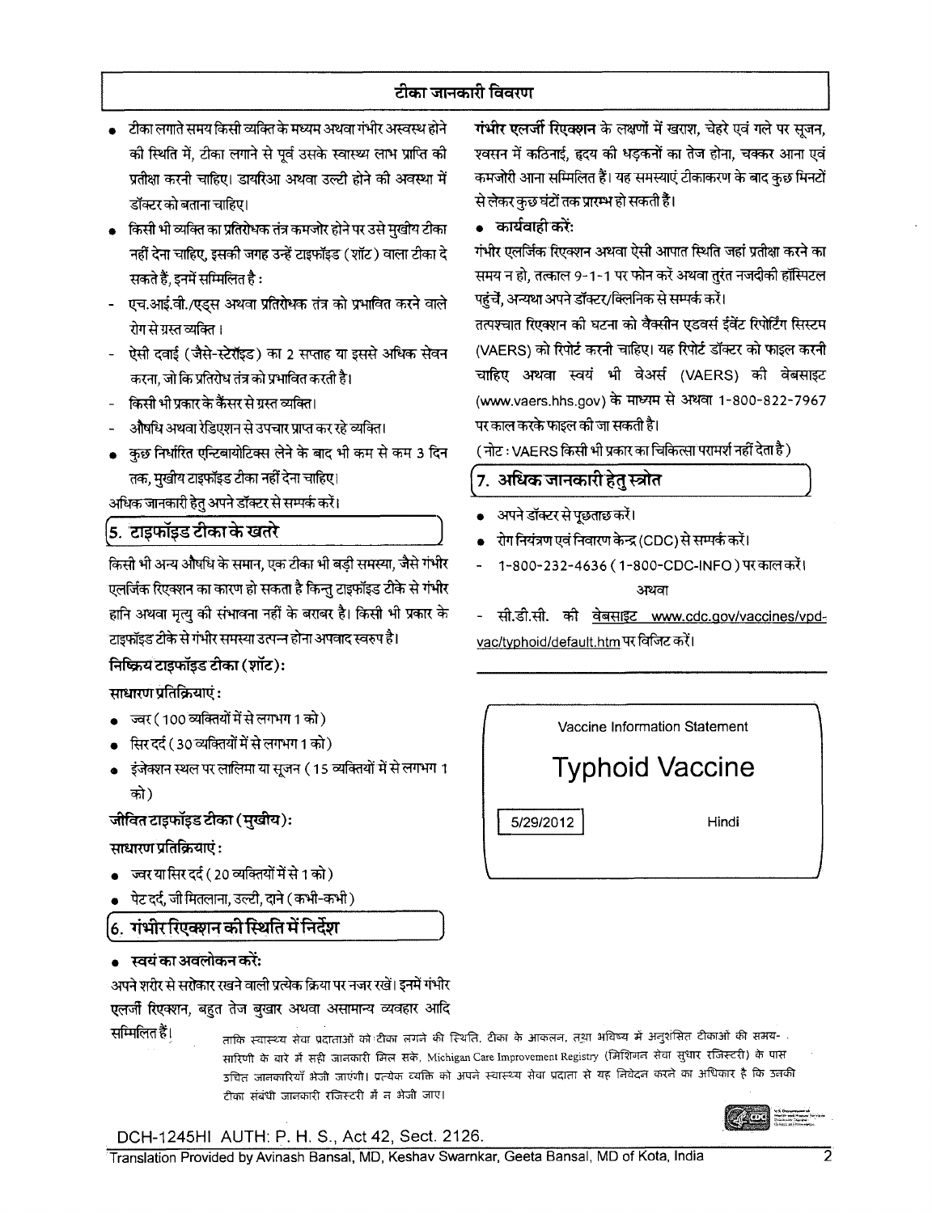- टीका लगाते समय किसी व्यक्ति के मध्यम अथवा गंभीर अस्वस्थ होने की स्थिति में, टीका लगाने से पूर्व उसके स्वास्थ्य लाभ प्राप्ति की प्रतीक्षा करनी चाहिए। डायरिआ अथवा उल्टी होने की अवस्था में डॉक्टर को बताना चाहिए।
- किसी भी व्यक्ति का प्रतिरोधक तंत्र कमजोर होने पर उसे मुखीय टीका नहीं देना चाहिए, इसकी जगह उन्हें टाइफॉइड (शॉट) वाला टीका दे सकते हैं, इनमें सम्मिलित है :
  - एच.आई.वी./एड्स अथवा प्रतिरोधक तंत्र को प्रभावित करने वाले रोग से ग्रस्त व्यक्ति।
  - ऐसी दवाई (जैसे-स्टेरॉइड) का 2 सप्ताह या इससे अधिक सेवन करना, जो कि प्रतिरोध तंत्र को प्रभावित करती है।
  - किसी भी प्रकार के कैंसर से ग्रस्त व्यक्ति।
  - औषधि अथवा रेडिएशन से उपचार प्राप्त कर रहे व्यक्ति।
- कुछ निर्धारित एन्टिबायोटिक्स लेने के बाद भी कम से कम 3 दिन तक, मुखीय टाइफॉइड टीका नहीं देना चाहिए।

अधिक जानकारी हेतु अपने डॉक्टर से सम्पर्क करें।

## 5. टाइफॉइड टीका के खतरे

किसी भी अन्य औषधि के समान, एक टीका भी बड़ी समस्या, जैसे गंभीर एलर्जिक रिएक्शन का कारण हो सकता है किन्तु टाइफॉइड टीके से गंभीर हानि अथवा मृत्यु की संभावना नहीं के बराबर है। किसी भी प्रकार के टाइफॉइड टीके से गंभीर समस्या उत्पन्न होना अपवाद स्वरुप है।

**निष्क्रिय टाइफॉइड टीका (शॉट):**

**साधारण प्रतिक्रियाएं :**

- ज्वर (100 व्यक्तियों में से लगभग 1 को)
- सिर दर्द (30 व्यक्तियों में से लगभग 1 को)
- इंजेक्शन स्थल पर लालिमा या सूजन (15 व्यक्तियों में से लगभग 1 को)

**जीवित टाइफॉइड टीका (मुखीय):**

**साधारण प्रतिक्रियाएं :**

- ज्वर या सिर दर्द (20 व्यक्तियों में से 1 को)
- पेट दर्द, जी मितलाना, उल्टी, दाने (कभी-कभी)

## 6. गंभीर रिएक्शन की स्थिति में निर्देश

- **स्वयं का अवलोकन करें:**

अपने शरीर से सरोकार रखने वाली प्रत्येक क्रिया पर नजर रखें। इनमें गंभीर एलर्जी रिएक्शन, बहुत तेज बुखार अथवा असामान्य व्यवहार आदि सम्मिलित हैं।

**गंभीर एलर्जी रिएक्शन** के लक्षणों में खराश, चेहरे एवं गले पर सूजन, श्वसन में कठिनाई, हृदय की धड़कनों का तेज होना, चक्कर आना एवं कमजोरी आना सम्मिलित हैं। यह समस्याएं टीकाकरण के बाद कुछ मिनटों से लेकर कुछ घंटों तक प्रारम्भ हो सकती हैं।

- **कार्यवाही करें:**

गंभीर एलर्जिक रिएक्शन अथवा ऐसी आपात स्थिति जहां प्रतीक्षा करने का समय न हो, तत्काल 9-1-1 पर फोन करें अथवा तुरंत नजदीकी हॉस्पिटल पहुंचें, अन्यथा अपने डॉक्टर/क्लिनिक से सम्पर्क करें।

तत्पश्चात रिएक्शन की घटना को वैक्सीन एडवर्स ईवेंट रिपोर्टिंग सिस्टम (VAERS) को रिपोर्ट करनी चाहिए। यह रिपोर्ट डॉक्टर को फाइल करनी चाहिए अथवा स्वयं भी वेअर्स (VAERS) की वेबसाइट (www.vaers.hhs.gov) के माध्यम से अथवा 1-800-822-7967 पर काल करके फाइल की जा सकती है।

(नोट : VAERS किसी भी प्रकार का चिकित्सा परामर्श नहीं देता है)

## 7. अधिक जानकारी हेतु स्त्रोत

- अपने डॉक्टर से पूछताछ करें।
- रोग नियंत्रण एवं निवारण केन्द्र (CDC) से सम्पर्क करें।
  - 1-800-232-4636 (1-800-CDC-INFO) पर काल करें।

    अथवा

  - सी.डी.सी. की वेबसाइट www.cdc.gov/vaccines/vpd-vac/typhoid/default.htm पर विजिट करें।

---

Vaccine Information Statement

# Typhoid Vaccine

5/29/2012 Hindi

ताकि स्वास्थ्य सेवा प्रदाताओं को टीका लगने की स्थिति, टीका के आकलन, तथा भविष्य में अनुशंसित टीकाओं की समय-सारिणी के बारे में सही जानकारी मिल सके, Michigan Care Improvement Registry (मिशिगन सेवा सुधार रजिस्टरी) के पास उचित जानकारियाँ भेजी जाएंगी। प्रत्येक व्यक्ति को अपने स्वास्थ्य सेवा प्रदाता से यह निवेदन करने का अधिकार है कि उनकी टीका संबंधी जानकारी रजिस्टरी में न भेजी जाए।

DCH-1245HI AUTH: P. H. S., Act 42, Sect. 2126.

Translation Provided by Avinash Bansal, MD, Keshav Swarnkar, Geeta Bansal, MD of Kota, India